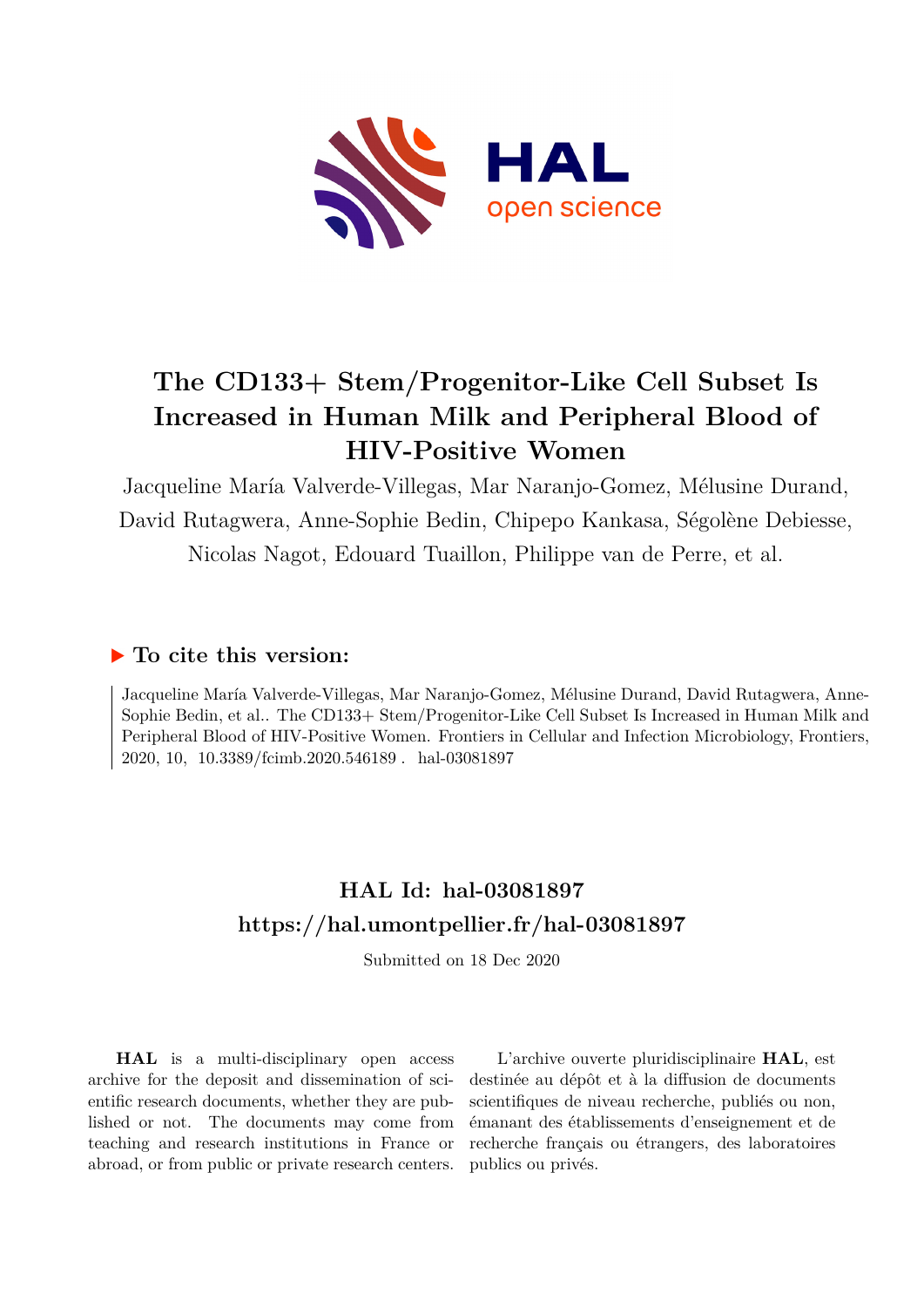# The CD133+ Stem/Progenitor-Like Cell Subset Is Increased in Human Milk and Peripheral Blood of HIV-Positive Women

Jacqueline María Valverde-Villegas, Mar Naranjo-Gomez, Mélusine Durand, David Rutagwera, Anne-Sophie Bedin, Chipepo Kankasa, Ségolène Debiesse, Nicolas Nagot, Edouard Tuaillon, Philippe van de Perre, et al.

## ▶ To cite this version:

Jacqueline María Valverde-Villegas, Mar Naranjo-Gomez, Mélusine Durand, David Rutagwera, Anne-Sophie Bedin, et al.. The CD133+ Stem/Progenitor-Like Cell Subset Is Increased in Human Milk and Peripheral Blood of HIV-Positive Women. Frontiers in Cellular and Infection Microbiology, Frontiers, 2020, 10, 10.3389/fcimb.2020.546189 . hal-03081897

## HAL Id: hal-03081897
## https://hal.umontpellier.fr/hal-03081897

Submitted on 18 Dec 2020

**HAL** is a multi-disciplinary open access archive for the deposit and dissemination of scientific research documents, whether they are published or not. The documents may come from teaching and research institutions in France or abroad, or from public or private research centers.

L'archive ouverte pluridisciplinaire **HAL**, est destinée au dépôt et à la diffusion de documents scientifiques de niveau recherche, publiés ou non, émanant des établissements d'enseignement et de recherche français ou étrangers, des laboratoires publics ou privés.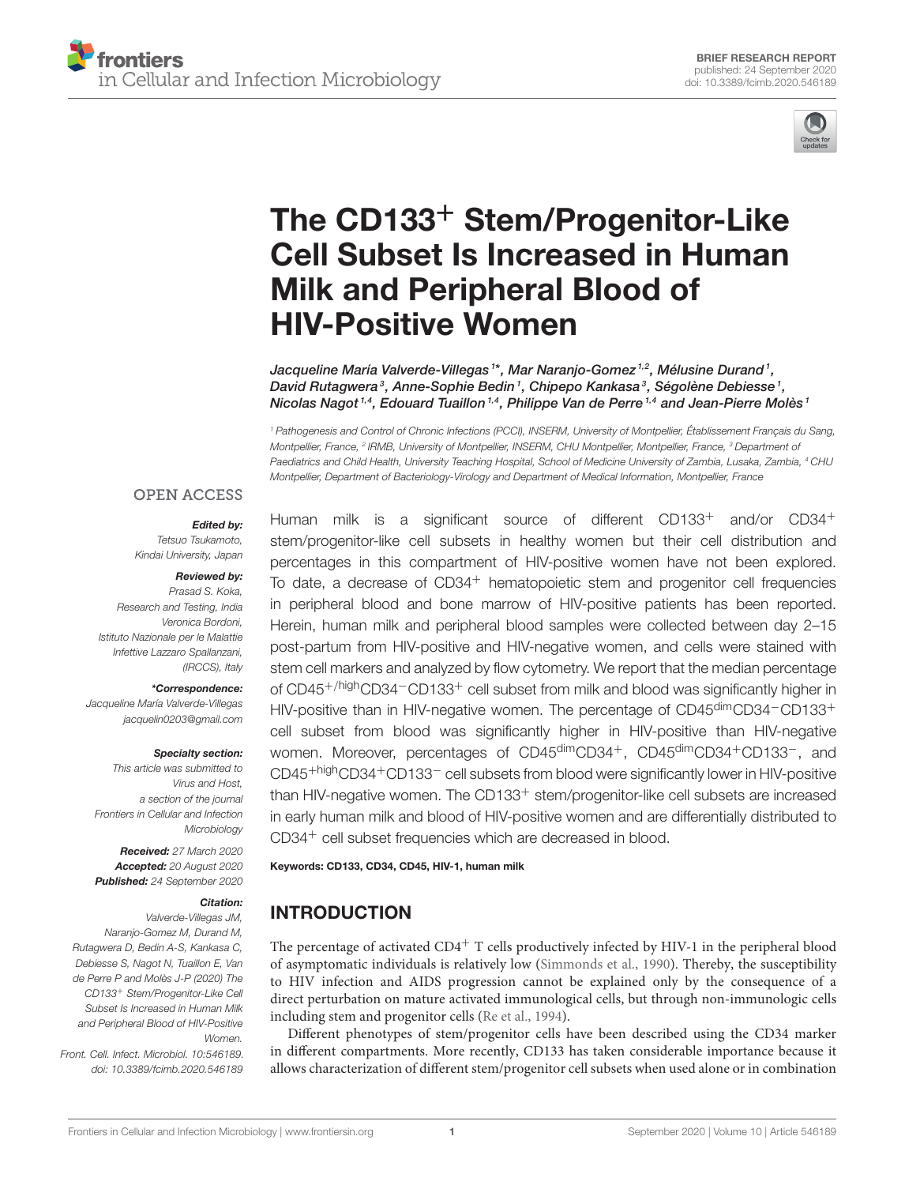# The CD133$^{+}$ Stem/Progenitor-Like Cell Subset Is Increased in Human Milk and Peripheral Blood of HIV-Positive Women

*Jacqueline María Valverde-Villegas[1*], Mar Naranjo-Gomez[1,2], Mélusine Durand[1], David Rutagwera[3], Anne-Sophie Bedin[1], Chipepo Kankasa[3], Ségolène Debiesse[1], Nicolas Nagot[1,4], Edouard Tuaillon[1,4], Philippe Van de Perre[1,4] and Jean-Pierre Molès[1]*

[1] Pathogenesis and Control of Chronic Infections (PCCI), INSERM, University of Montpellier, Établissement Français du Sang, Montpellier, France, [2] IRMB, University of Montpellier, INSERM, CHU Montpellier, Montpellier, France, [3] Department of Paediatrics and Child Health, University Teaching Hospital, School of Medicine University of Zambia, Lusaka, Zambia, [4] CHU Montpellier, Department of Bacteriology-Virology and Department of Medical Information, Montpellier, France

OPEN ACCESS

***Edited by:***
*Tetsuo Tsukamoto,*
*Kindai University, Japan*

***Reviewed by:***
*Prasad S. Koka,*
*Research and Testing, India*
*Veronica Bordoni,*
*Istituto Nazionale per le Malattie Infettive Lazzaro Spallanzani, (IRCCS), Italy*

***\*Correspondence:***
*Jacqueline María Valverde-Villegas*
*jacquelin0203@gmail.com*

***Specialty section:***
*This article was submitted to Virus and Host, a section of the journal Frontiers in Cellular and Infection Microbiology*

***Received:*** *27 March 2020*
***Accepted:*** *20 August 2020*
***Published:*** *24 September 2020*

***Citation:***
*Valverde-Villegas JM, Naranjo-Gomez M, Durand M, Rutagwera D, Bedin A-S, Kankasa C, Debiesse S, Nagot N, Tuaillon E, Van de Perre P and Molès J-P (2020) The CD133$^{+}$ Stem/Progenitor-Like Cell Subset Is Increased in Human Milk and Peripheral Blood of HIV-Positive Women. Front. Cell. Infect. Microbiol. 10:546189. doi: 10.3389/fcimb.2020.546189*

Human milk is a significant source of different CD133$^{+}$ and/or CD34$^{+}$ stem/progenitor-like cell subsets in healthy women but their cell distribution and percentages in this compartment of HIV-positive women have not been explored. To date, a decrease of CD34$^{+}$ hematopoietic stem and progenitor cell frequencies in peripheral blood and bone marrow of HIV-positive patients has been reported. Herein, human milk and peripheral blood samples were collected between day 2–15 post-partum from HIV-positive and HIV-negative women, and cells were stained with stem cell markers and analyzed by flow cytometry. We report that the median percentage of CD45$^{+/high}$CD34$^{-}$CD133$^{+}$ cell subset from milk and blood was significantly higher in HIV-positive than in HIV-negative women. The percentage of CD45$^{dim}$CD34$^{-}$CD133$^{+}$ cell subset from blood was significantly higher in HIV-positive than HIV-negative women. Moreover, percentages of CD45$^{dim}$CD34$^{+}$, CD45$^{dim}$CD34$^{+}$CD133$^{-}$, and CD45$^{+high}$CD34$^{+}$CD133$^{-}$ cell subsets from blood were significantly lower in HIV-positive than HIV-negative women. The CD133$^{+}$ stem/progenitor-like cell subsets are increased in early human milk and blood of HIV-positive women and are differentially distributed to CD34$^{+}$ cell subset frequencies which are decreased in blood.

**Keywords: CD133, CD34, CD45, HIV-1, human milk**

## INTRODUCTION

The percentage of activated CD4$^{+}$ T cells productively infected by HIV-1 in the peripheral blood of asymptomatic individuals is relatively low (Simmonds et al., 1990). Thereby, the susceptibility to HIV infection and AIDS progression cannot be explained only by the consequence of a direct perturbation on mature activated immunological cells, but through non-immunologic cells including stem and progenitor cells (Re et al., 1994).

Different phenotypes of stem/progenitor cells have been described using the CD34 marker in different compartments. More recently, CD133 has taken considerable importance because it allows characterization of different stem/progenitor cell subsets when used alone or in combination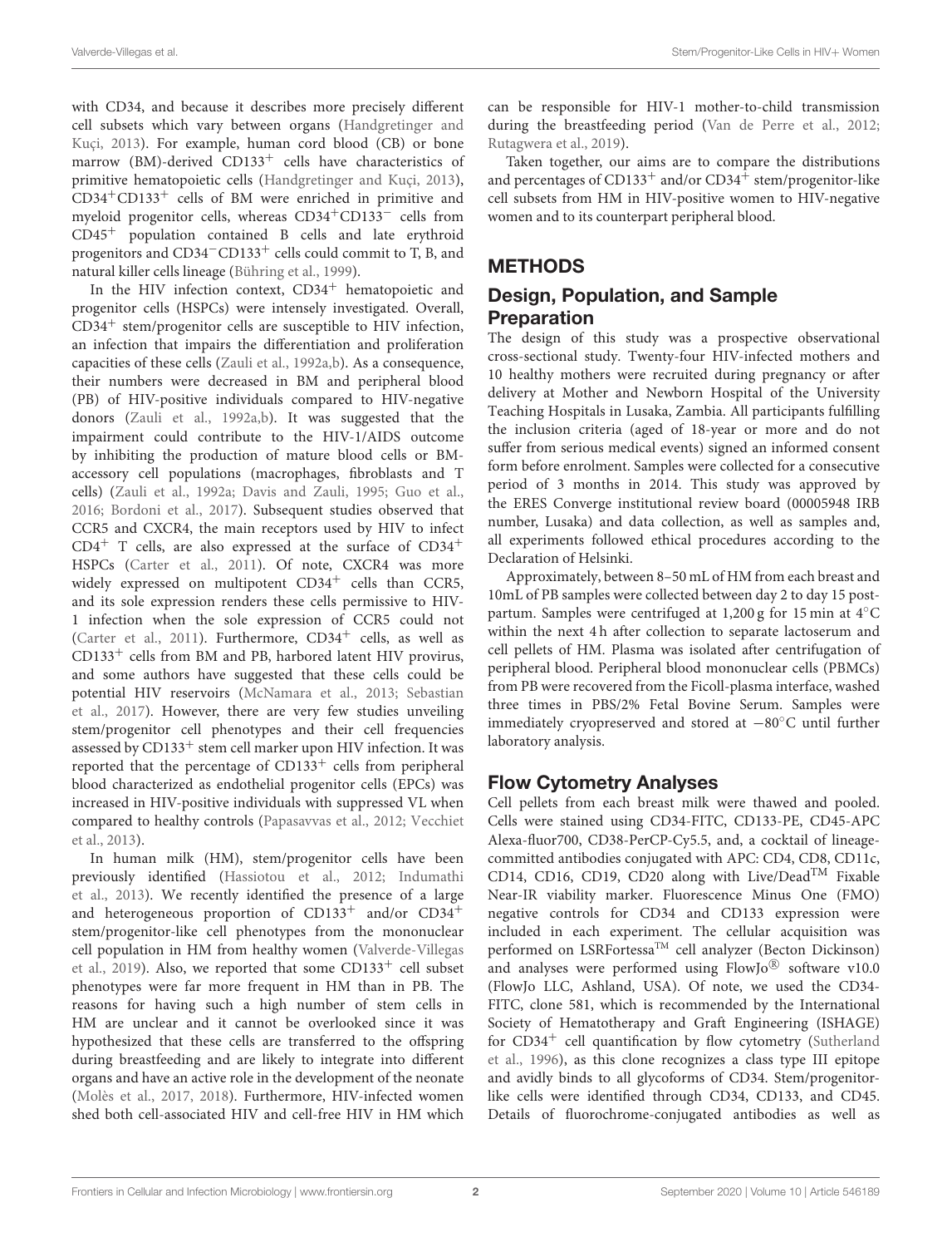with CD34, and because it describes more precisely different cell subsets which vary between organs (Handgretinger and Kuçi, 2013). For example, human cord blood (CB) or bone marrow (BM)-derived $CD133^+$ cells have characteristics of primitive hematopoietic cells (Handgretinger and Kuçi, 2013), $CD34^+CD133^+$ cells of BM were enriched in primitive and myeloid progenitor cells, whereas $CD34^+CD133^-$ cells from $CD45^+$ population contained B cells and late erythroid progenitors and $CD34^-CD133^+$ cells could commit to T, B, and natural killer cells lineage (Bühring et al., 1999).

In the HIV infection context, $CD34^+$ hematopoietic and progenitor cells (HSPCs) were intensely investigated. Overall, $CD34^+$ stem/progenitor cells are susceptible to HIV infection, an infection that impairs the differentiation and proliferation capacities of these cells (Zauli et al., 1992a,b). As a consequence, their numbers were decreased in BM and peripheral blood (PB) of HIV-positive individuals compared to HIV-negative donors (Zauli et al., 1992a,b). It was suggested that the impairment could contribute to the HIV-1/AIDS outcome by inhibiting the production of mature blood cells or BM-accessory cell populations (macrophages, fibroblasts and T cells) (Zauli et al., 1992a; Davis and Zauli, 1995; Guo et al., 2016; Bordoni et al., 2017). Subsequent studies observed that CCR5 and CXCR4, the main receptors used by HIV to infect $CD4^+$ T cells, are also expressed at the surface of $CD34^+$ HSPCs (Carter et al., 2011). Of note, CXCR4 was more widely expressed on multipotent $CD34^+$ cells than CCR5, and its sole expression renders these cells permissive to HIV-1 infection when the sole expression of CCR5 could not (Carter et al., 2011). Furthermore, $CD34^+$ cells, as well as $CD133^+$ cells from BM and PB, harbored latent HIV provirus, and some authors have suggested that these cells could be potential HIV reservoirs (McNamara et al., 2013; Sebastian et al., 2017). However, there are very few studies unveiling stem/progenitor cell phenotypes and their cell frequencies assessed by $CD133^+$ stem cell marker upon HIV infection. It was reported that the percentage of $CD133^+$ cells from peripheral blood characterized as endothelial progenitor cells (EPCs) was increased in HIV-positive individuals with suppressed VL when compared to healthy controls (Papasavvas et al., 2012; Vecchiet et al., 2013).

In human milk (HM), stem/progenitor cells have been previously identified (Hassiotou et al., 2012; Indumathi et al., 2013). We recently identified the presence of a large and heterogeneous proportion of $CD133^+$ and/or $CD34^+$ stem/progenitor-like cell phenotypes from the mononuclear cell population in HM from healthy women (Valverde-Villegas et al., 2019). Also, we reported that some $CD133^+$ cell subset phenotypes were far more frequent in HM than in PB. The reasons for having such a high number of stem cells in HM are unclear and it cannot be overlooked since it was hypothesized that these cells are transferred to the offspring during breastfeeding and are likely to integrate into different organs and have an active role in the development of the neonate (Molès et al., 2017, 2018). Furthermore, HIV-infected women shed both cell-associated HIV and cell-free HIV in HM which can be responsible for HIV-1 mother-to-child transmission during the breastfeeding period (Van de Perre et al., 2012; Rutagwera et al., 2019).

Taken together, our aims are to compare the distributions and percentages of $CD133^+$ and/or $CD34^+$ stem/progenitor-like cell subsets from HM in HIV-positive women to HIV-negative women and to its counterpart peripheral blood.

## METHODS

### Design, Population, and Sample Preparation

The design of this study was a prospective observational cross-sectional study. Twenty-four HIV-infected mothers and 10 healthy mothers were recruited during pregnancy or after delivery at Mother and Newborn Hospital of the University Teaching Hospitals in Lusaka, Zambia. All participants fulfilling the inclusion criteria (aged of 18-year or more and do not suffer from serious medical events) signed an informed consent form before enrolment. Samples were collected for a consecutive period of 3 months in 2014. This study was approved by the ERES Converge institutional review board (00005948 IRB number, Lusaka) and data collection, as well as samples and, all experiments followed ethical procedures according to the Declaration of Helsinki.

Approximately, between 8–50 mL of HM from each breast and 10mL of PB samples were collected between day 2 to day 15 post-partum. Samples were centrifuged at 1,200 g for 15 min at 4°C within the next 4 h after collection to separate lactoserum and cell pellets of HM. Plasma was isolated after centrifugation of peripheral blood. Peripheral blood mononuclear cells (PBMCs) from PB were recovered from the Ficoll-plasma interface, washed three times in PBS/2% Fetal Bovine Serum. Samples were immediately cryopreserved and stored at −80°C until further laboratory analysis.

### Flow Cytometry Analyses

Cell pellets from each breast milk were thawed and pooled. Cells were stained using CD34-FITC, CD133-PE, CD45-APC Alexa-fluor700, CD38-PerCP-Cy5.5, and, a cocktail of lineage-committed antibodies conjugated with APC: CD4, CD8, CD11c, CD14, CD16, CD19, CD20 along with Live/Dead™ Fixable Near-IR viability marker. Fluorescence Minus One (FMO) negative controls for CD34 and CD133 expression were included in each experiment. The cellular acquisition was performed on LSRFortessa™ cell analyzer (Becton Dickinson) and analyses were performed using FlowJo® software v10.0 (FlowJo LLC, Ashland, USA). Of note, we used the CD34-FITC, clone 581, which is recommended by the International Society of Hematotherapy and Graft Engineering (ISHAGE) for $CD34^+$ cell quantification by flow cytometry (Sutherland et al., 1996), as this clone recognizes a class type III epitope and avidly binds to all glycoforms of CD34. Stem/progenitor-like cells were identified through CD34, CD133, and CD45. Details of fluorochrome-conjugated antibodies as well as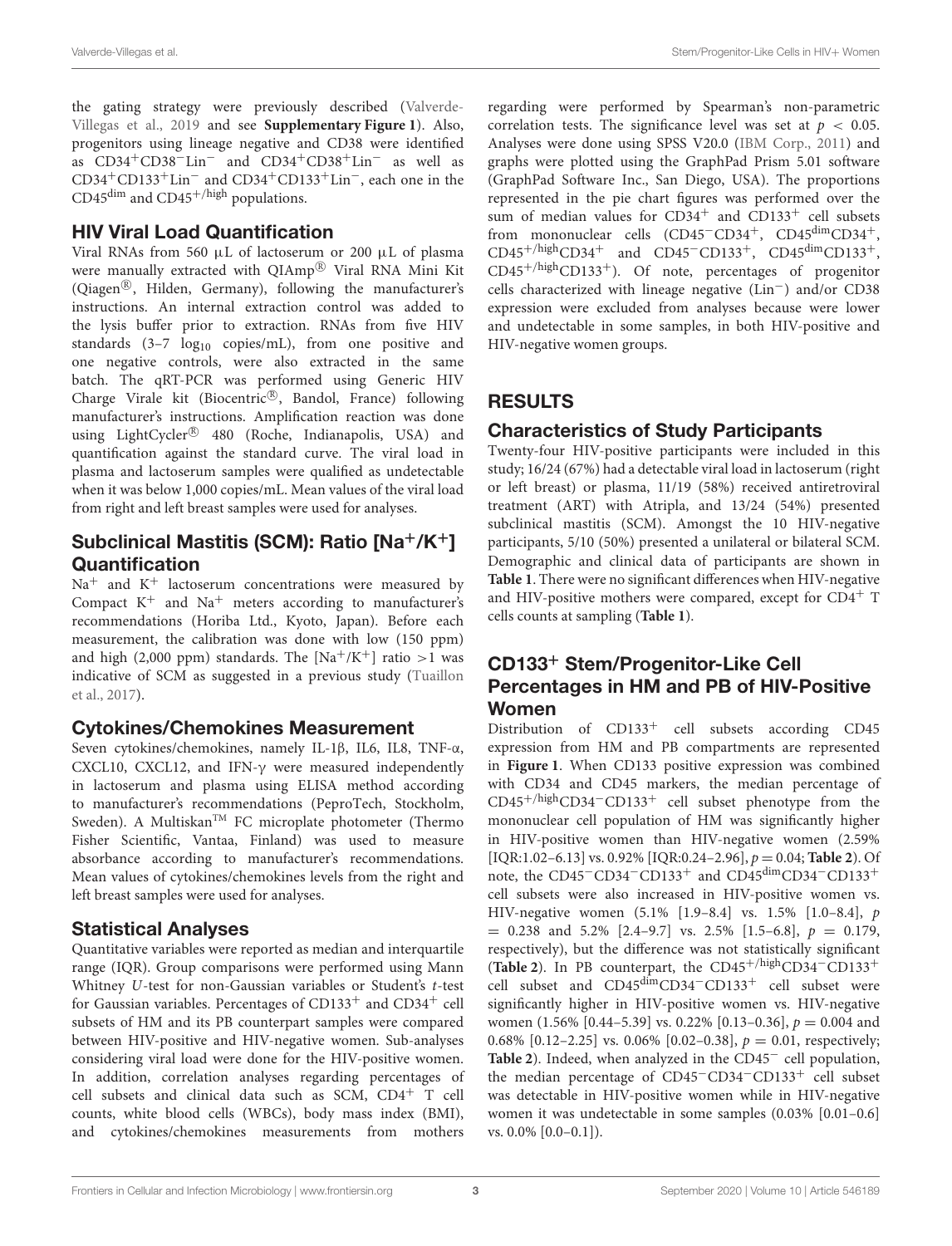the gating strategy were previously described (Valverde-Villegas et al., 2019 and see **Supplementary Figure 1**). Also, progenitors using lineage negative and CD38 were identified as $CD34^+CD38^-Lin^-$ and $CD34^+CD38^+Lin^-$ as well as $CD34^+CD133^+Lin^-$ and $CD34^+CD133^+Lin^-$, each one in the $CD45^{dim}$ and $CD45^{+/high}$ populations.

## HIV Viral Load Quantification

Viral RNAs from 560 μL of lactoserum or 200 μL of plasma were manually extracted with QIAmp® Viral RNA Mini Kit (Qiagen®, Hilden, Germany), following the manufacturer's instructions. An internal extraction control was added to the lysis buffer prior to extraction. RNAs from five HIV standards (3–7 $\log_{10}$ copies/mL), from one positive and one negative controls, were also extracted in the same batch. The qRT-PCR was performed using Generic HIV Charge Virale kit (Biocentric®, Bandol, France) following manufacturer's instructions. Amplification reaction was done using LightCycler® 480 (Roche, Indianapolis, USA) and quantification against the standard curve. The viral load in plasma and lactoserum samples were qualified as undetectable when it was below 1,000 copies/mL. Mean values of the viral load from right and left breast samples were used for analyses.

## Subclinical Mastitis (SCM): Ratio $[Na^+/K^+]$ Quantification

$Na^+$ and $K^+$ lactoserum concentrations were measured by Compact $K^+$ and $Na^+$ meters according to manufacturer's recommendations (Horiba Ltd., Kyoto, Japan). Before each measurement, the calibration was done with low (150 ppm) and high (2,000 ppm) standards. The $[Na^+/K^+]$ ratio >1 was indicative of SCM as suggested in a previous study (Tuaillon et al., 2017).

## Cytokines/Chemokines Measurement

Seven cytokines/chemokines, namely IL-1β, IL6, IL8, TNF-α, CXCL10, CXCL12, and IFN-γ were measured independently in lactoserum and plasma using ELISA method according to manufacturer's recommendations (PeproTech, Stockholm, Sweden). A Multiskan™ FC microplate photometer (Thermo Fisher Scientific, Vantaa, Finland) was used to measure absorbance according to manufacturer's recommendations. Mean values of cytokines/chemokines levels from the right and left breast samples were used for analyses.

## Statistical Analyses

Quantitative variables were reported as median and interquartile range (IQR). Group comparisons were performed using Mann Whitney *U*-test for non-Gaussian variables or Student's *t*-test for Gaussian variables. Percentages of $CD133^+$ and $CD34^+$ cell subsets of HM and its PB counterpart samples were compared between HIV-positive and HIV-negative women. Sub-analyses considering viral load were done for the HIV-positive women. In addition, correlation analyses regarding percentages of cell subsets and clinical data such as SCM, $CD4^+$ T cell counts, white blood cells (WBCs), body mass index (BMI), and cytokines/chemokines measurements from mothers regarding were performed by Spearman's non-parametric correlation tests. The significance level was set at $p < 0.05$. Analyses were done using SPSS V20.0 (IBM Corp., 2011) and graphs were plotted using the GraphPad Prism 5.01 software (GraphPad Software Inc., San Diego, USA). The proportions represented in the pie chart figures was performed over the sum of median values for $CD34^+$ and $CD133^+$ cell subsets from mononuclear cells ($CD45^-CD34^+$, $CD45^{dim}CD34^+$, $CD45^{+/high}CD34^+$ and $CD45^-CD133^+$, $CD45^{dim}CD133^+$, $CD45^{+/high}CD133^+$). Of note, percentages of progenitor cells characterized with lineage negative ($Lin^-$) and/or CD38 expression were excluded from analyses because were lower and undetectable in some samples, in both HIV-positive and HIV-negative women groups.

# RESULTS

## Characteristics of Study Participants

Twenty-four HIV-positive participants were included in this study; 16/24 (67%) had a detectable viral load in lactoserum (right or left breast) or plasma, 11/19 (58%) received antiretroviral treatment (ART) with Atripla, and 13/24 (54%) presented subclinical mastitis (SCM). Amongst the 10 HIV-negative participants, 5/10 (50%) presented a unilateral or bilateral SCM. Demographic and clinical data of participants are shown in **Table 1**. There were no significant differences when HIV-negative and HIV-positive mothers were compared, except for $CD4^+$ T cells counts at sampling (**Table 1**).

## $CD133^+$ Stem/Progenitor-Like Cell Percentages in HM and PB of HIV-Positive Women

Distribution of $CD133^+$ cell subsets according CD45 expression from HM and PB compartments are represented in **Figure 1**. When CD133 positive expression was combined with CD34 and CD45 markers, the median percentage of $CD45^{+/high}CD34^-CD133^+$ cell subset phenotype from the mononuclear cell population of HM was significantly higher in HIV-positive women than HIV-negative women (2.59% [IQR:1.02–6.13] vs. 0.92% [IQR:0.24–2.96], $p = 0.04$; **Table 2**). Of note, the $CD45^-CD34^-CD133^+$ and $CD45^{dim}CD34^-CD133^+$ cell subsets were also increased in HIV-positive women vs. HIV-negative women (5.1% [1.9–8.4] vs. 1.5% [1.0–8.4], $p = 0.238$ and 5.2% [2.4–9.7] vs. 2.5% [1.5–6.8], $p = 0.179$, respectively), but the difference was not statistically significant (**Table 2**). In PB counterpart, the $CD45^{+/high}CD34^-CD133^+$ cell subset and $CD45^{dim}CD34^-CD133^+$ cell subset were significantly higher in HIV-positive women vs. HIV-negative women (1.56% [0.44–5.39] vs. 0.22% [0.13–0.36], $p = 0.004$ and 0.68% [0.12–2.25] vs. 0.06% [0.02–0.38], $p = 0.01$, respectively; **Table 2**). Indeed, when analyzed in the $CD45^-$ cell population, the median percentage of $CD45^-CD34^-CD133^+$ cell subset was detectable in HIV-positive women while in HIV-negative women it was undetectable in some samples (0.03% [0.01–0.6] vs. 0.0% [0.0–0.1]).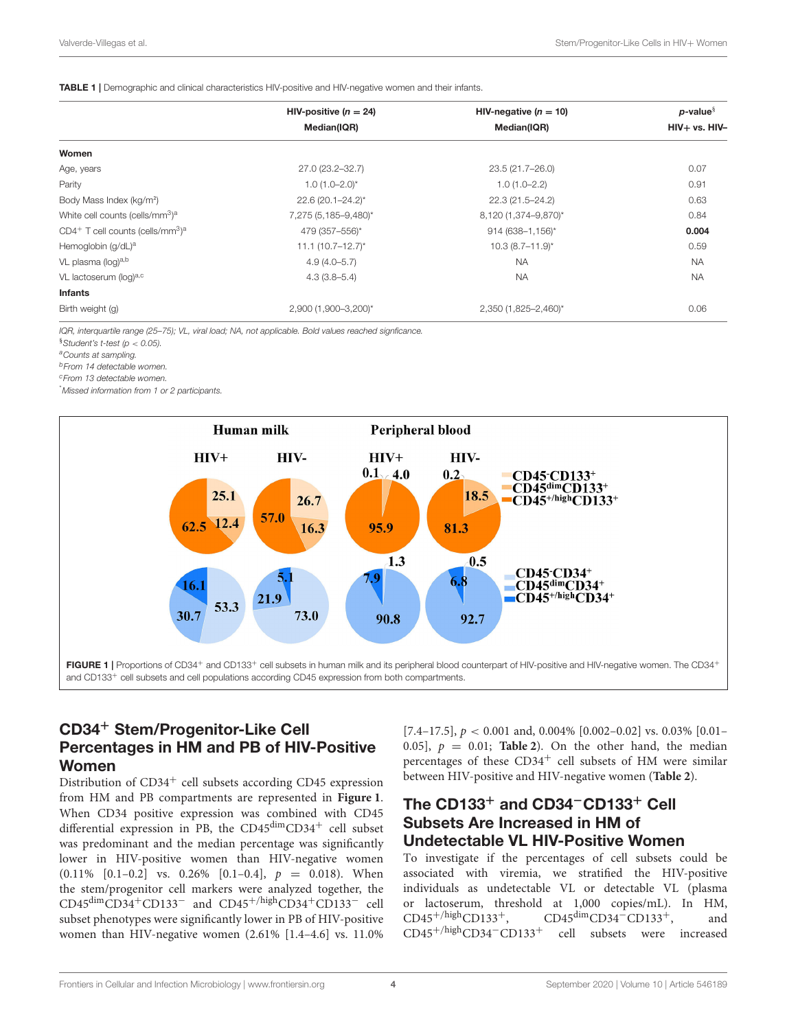**TABLE 1 |** Demographic and clinical characteristics HIV-positive and HIV-negative women and their infants.

| | HIV-positive ($n$ = 24) Median(IQR) | HIV-negative ($n$ = 10) Median(IQR) | $p$-value[§] HIV+ vs. HIV– |
|---|---|---|---|
| **Women** | | | |
| Age, years | 27.0 (23.2–32.7) | 23.5 (21.7–26.0) | 0.07 |
| Parity | 1.0 (1.0–2.0)* | 1.0 (1.0–2.2) | 0.91 |
| Body Mass Index (kg/m²) | 22.6 (20.1–24.2)* | 22.3 (21.5–24.2) | 0.63 |
| White cell counts (cells/mm$^3$)[a] | 7,275 (5,185–9,480)* | 8,120 (1,374–9,870)* | 0.84 |
| CD4$^+$ T cell counts (cells/mm$^3$)[a] | 479 (357–556)* | 914 (638–1,156)* | **0.004** |
| Hemoglobin (g/dL)[a] | 11.1 (10.7–12.7)* | 10.3 (8.7–11.9)* | 0.59 |
| VL plasma (log)[a,b] | 4.9 (4.0–5.7) | NA | NA |
| VL lactoserum (log)[a,c] | 4.3 (3.8–5.4) | NA | NA |
| **Infants** | | | |
| Birth weight (g) | 2,900 (1,900–3,200)* | 2,350 (1,825–2,460)* | 0.06 |

*IQR, interquartile range (25–75); VL, viral load; NA, not applicable. Bold values reached signficance.*
[§]*Student's t-test ($p$ < 0.05).*
[a]*Counts at sampling.*
[b]*From 14 detectable women.*
[c]*From 13 detectable women.*
[*]*Missed information from 1 or 2 participants.*

**FIGURE 1 |** Proportions of CD34$^+$ and CD133$^+$ cell subsets in human milk and its peripheral blood counterpart of HIV-positive and HIV-negative women. The CD34$^+$ and CD133$^+$ cell subsets and cell populations according CD45 expression from both compartments.

## CD34$^+$ Stem/Progenitor-Like Cell Percentages in HM and PB of HIV-Positive Women

Distribution of CD34$^+$ cell subsets according CD45 expression from HM and PB compartments are represented in **Figure 1**. When CD34 positive expression was combined with CD45 differential expression in PB, the CD45$^{dim}$CD34$^+$ cell subset was predominant and the median percentage was significantly lower in HIV-positive women than HIV-negative women (0.11% [0.1–0.2] vs. 0.26% [0.1–0.4], $p$ = 0.018). When the stem/progenitor cell markers were analyzed together, the CD45$^{dim}$CD34$^+$CD133$^-$ and CD45$^{+/high}$CD34$^+$CD133$^-$ cell subset phenotypes were significantly lower in PB of HIV-positive women than HIV-negative women (2.61% [1.4–4.6] vs. 11.0% [7.4–17.5], $p$ < 0.001 and, 0.004% [0.002–0.02] vs. 0.03% [0.01–0.05], $p$ = 0.01; **Table 2**). On the other hand, the median percentages of these CD34$^+$ cell subsets of HM were similar between HIV-positive and HIV-negative women (**Table 2**).

## The CD133$^+$ and CD34$^-$CD133$^+$ Cell Subsets Are Increased in HM of Undetectable VL HIV-Positive Women

To investigate if the percentages of cell subsets could be associated with viremia, we stratified the HIV-positive individuals as undetectable VL or detectable VL (plasma or lactoserum, threshold at 1,000 copies/mL). In HM, CD45$^{+/high}$CD133$^+$, CD45$^{dim}$CD34$^-$CD133$^+$, and CD45$^{+/high}$CD34$^-$CD133$^+$ cell subsets were increased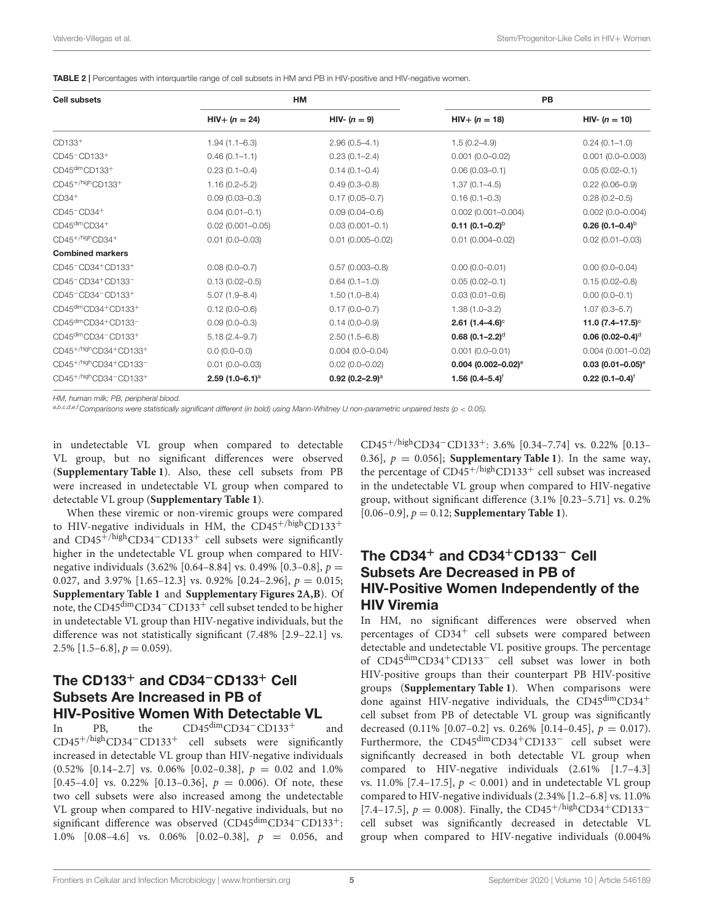**TABLE 2 |** Percentages with interquartile range of cell subsets in HM and PB in HIV-positive and HIV-negative women.

| Cell subsets | HM | | PB | |
|---|---|---|---|---|
| | HIV+ (n = 24) | HIV- (n = 9) | HIV+ (n = 18) | HIV- (n = 10) |
| $CD133^+$ | 1.94 (1.1–6.3) | 2.96 (0.5–4.1) | 1.5 (0.2–4.9) | 0.24 (0.1–1.0) |
| $CD45^-CD133^+$ | 0.46 (0.1–1.1) | 0.23 (0.1–2.4) | 0.001 (0.0–0.02) | 0.001 (0.0–0.003) |
| $CD45^{dim}CD133^+$ | 0.23 (0.1–0.4) | 0.14 (0.1–0.4) | 0.06 (0.03–0.1) | 0.05 (0.02–0.1) |
| $CD45^{+/high}CD133^+$ | 1.16 (0.2–5.2) | 0.49 (0.3–0.8) | 1.37 (0.1–4.5) | 0.22 (0.06–0.9) |
| $CD34^+$ | 0.09 (0.03–0.3) | 0.17 (0.05–0.7) | 0.16 (0.1–0.3) | 0.28 (0.2–0.5) |
| $CD45^-CD34^+$ | 0.04 (0.01–0.1) | 0.09 (0.04–0.6) | 0.002 (0.001–0.004) | 0.002 (0.0–0.004) |
| $CD45^{dim}CD34^+$ | 0.02 (0.001–0.05) | 0.03 (0.001–0.1) | **0.11 (0.1–0.2)[b]** | **0.26 (0.1–0.4)[b]** |
| $CD45^{+/high}CD34^+$ | 0.01 (0.0–0.03) | 0.01 (0.005–0.02) | 0.01 (0.004–0.02) | 0.02 (0.01–0.03) |
| **Combined markers** | | | | |
| $CD45^-CD34^+CD133^+$ | 0.08 (0.0–0.7) | 0.57 (0.003–0.8) | 0.00 (0.0–0.01) | 0.00 (0.0–0.04) |
| $CD45^-CD34^+CD133^-$ | 0.13 (0.02–0.5) | 0.64 (0.1–1.0) | 0.05 (0.02–0.1) | 0.15 (0.02–0.8) |
| $CD45^-CD34^-CD133^+$ | 5.07 (1.9–8.4) | 1.50 (1.0–8.4) | 0.03 (0.01–0.6) | 0.00 (0.0–0.1) |
| $CD45^{dim}CD34^+CD133^+$ | 0.12 (0.0–0.6) | 0.17 (0.0–0.7) | 1.38 (1.0–3.2) | 1.07 (0.3–5.7) |
| $CD45^{dim}CD34^+CD133^-$ | 0.09 (0.0–0.3) | 0.14 (0.0–0.9) | **2.61 (1.4–4.6)[c]** | **11.0 (7.4–17.5)[c]** |
| $CD45^{dim}CD34^-CD133^+$ | 5.18 (2.4–9.7) | 2.50 (1.5–6.8) | **0.68 (0.1–2.2)[d]** | **0.06 (0.02–0.4)[d]** |
| $CD45^{+/high}CD34^+CD133^+$ | 0.0 (0.0–0.0) | 0.004 (0.0–0.04) | 0.001 (0.0–0.01) | 0.004 (0.001–0.02) |
| $CD45^{+/high}CD34^+CD133^-$ | 0.01 (0.0–0.03) | 0.02 (0.0–0.02) | **0.004 (0.002–0.02)[e]** | **0.03 (0.01–0.05)[e]** |
| $CD45^{+/high}CD34^-CD133^+$ | **2.59 (1.0–6.1)[a]** | **0.92 (0.2–2.9)[a]** | **1.56 (0.4–5.4)[f]** | **0.22 (0.1–0.4)[f]** |

*HM, human milk; PB, peripheral blood.*

*[a,b,c,d,e,f] Comparisons were statistically significant different (in bold) using Mann-Whitney U non-parametric unpaired tests ($p < 0.05$).*

in undetectable VL group when compared to detectable VL group, but no significant differences were observed (**Supplementary Table 1**). Also, these cell subsets from PB were increased in undetectable VL group when compared to detectable VL group (**Supplementary Table 1**).

When these viremic or non-viremic groups were compared to HIV-negative individuals in HM, the $CD45^{+/high}CD133^+$ and $CD45^{+/high}CD34^-CD133^+$ cell subsets were significantly higher in the undetectable VL group when compared to HIV-negative individuals (3.62% [0.64–8.84] vs. 0.49% [0.3–0.8], $p = 0.027$, and 3.97% [1.65–12.3] vs. 0.92% [0.24–2.96], $p = 0.015$; **Supplementary Table 1** and **Supplementary Figures 2A,B**). Of note, the $CD45^{dim}CD34^-CD133^+$ cell subset tended to be higher in undetectable VL group than HIV-negative individuals, but the difference was not statistically significant (7.48% [2.9–22.1] vs. 2.5% [1.5–6.8], $p = 0.059$).

## The $CD133^+$ and $CD34^-CD133^+$ Cell Subsets Are Increased in PB of HIV-Positive Women With Detectable VL

In PB, the $CD45^{dim}CD34^-CD133^+$ and $CD45^{+/high}CD34^-CD133^+$ cell subsets were significantly increased in detectable VL group than HIV-negative individuals (0.52% [0.14–2.7] vs. 0.06% [0.02–0.38], $p = 0.02$ and 1.0% [0.45–4.0] vs. 0.22% [0.13–0.36], $p = 0.006$). Of note, these two cell subsets were also increased among the undetectable VL group when compared to HIV-negative individuals, but no significant difference was observed ($CD45^{dim}CD34^-CD133^+$: 1.0% [0.08–4.6] vs. 0.06% [0.02–0.38], $p = 0.056$, and $CD45^{+/high}CD34^-CD133^+$: 3.6% [0.34–7.74] vs. 0.22% [0.13–0.36], $p = 0.056$; **Supplementary Table 1**). In the same way, the percentage of $CD45^{+/high}CD133^+$ cell subset was increased in the undetectable VL group when compared to HIV-negative group, without significant difference (3.1% [0.23–5.71] vs. 0.2% [0.06–0.9], $p = 0.12$; **Supplementary Table 1**).

## The $CD34^+$ and $CD34^+CD133^-$ Cell Subsets Are Decreased in PB of HIV-Positive Women Independently of the HIV Viremia

In HM, no significant differences were observed when percentages of $CD34^+$ cell subsets were compared between detectable and undetectable VL positive groups. The percentage of $CD45^{dim}CD34^+CD133^-$ cell subset was lower in both HIV-positive groups than their counterpart PB HIV-positive groups (**Supplementary Table 1**). When comparisons were done against HIV-negative individuals, the $CD45^{dim}CD34^+$ cell subset from PB of detectable VL group was significantly decreased (0.11% [0.07–0.2] vs. 0.26% [0.14–0.45], $p = 0.017$). Furthermore, the $CD45^{dim}CD34^+CD133^-$ cell subset were significantly decreased in both detectable VL group when compared to HIV-negative individuals (2.61% [1.7–4.3] vs. 11.0% [7.4–17.5], $p < 0.001$) and in undetectable VL group compared to HIV-negative individuals (2.34% [1.2–6.8] vs. 11.0% [7.4–17.5], $p = 0.008$). Finally, the $CD45^{+/high}CD34^+CD133^-$ cell subset was significantly decreased in detectable VL group when compared to HIV-negative individuals (0.004%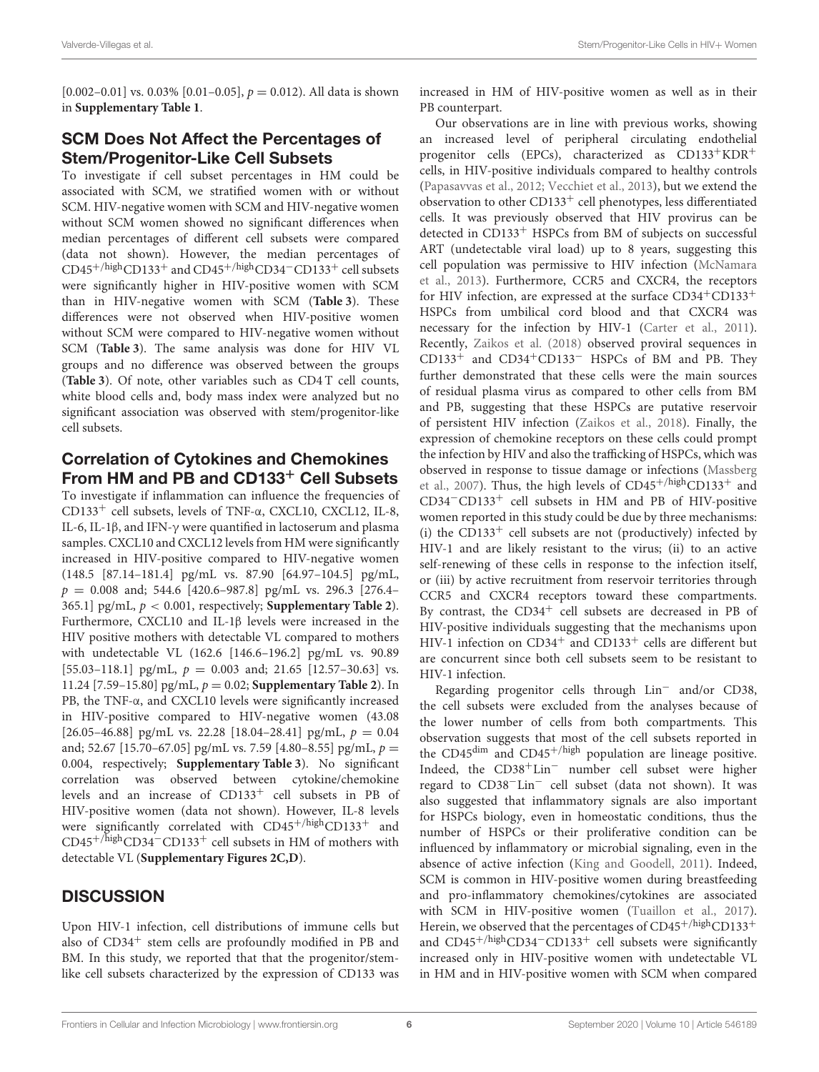[0.002–0.01] vs. 0.03% [0.01–0.05], $p = 0.012$). All data is shown in **Supplementary Table 1**.

## SCM Does Not Affect the Percentages of Stem/Progenitor-Like Cell Subsets

To investigate if cell subset percentages in HM could be associated with SCM, we stratified women with or without SCM. HIV-negative women with SCM and HIV-negative women without SCM women showed no significant differences when median percentages of different cell subsets were compared (data not shown). However, the median percentages of $CD45^{+/high}CD133^{+}$ and $CD45^{+/high}CD34^{-}CD133^{+}$ cell subsets were significantly higher in HIV-positive women with SCM than in HIV-negative women with SCM (**Table 3**). These differences were not observed when HIV-positive women without SCM were compared to HIV-negative women without SCM (**Table 3**). The same analysis was done for HIV VL groups and no difference was observed between the groups (**Table 3**). Of note, other variables such as CD4 T cell counts, white blood cells and, body mass index were analyzed but no significant association was observed with stem/progenitor-like cell subsets.

## Correlation of Cytokines and Chemokines From HM and PB and $CD133^{+}$ Cell Subsets

To investigate if inflammation can influence the frequencies of $CD133^{+}$ cell subsets, levels of TNF-α, CXCL10, CXCL12, IL-8, IL-6, IL-1β, and IFN-γ were quantified in lactoserum and plasma samples. CXCL10 and CXCL12 levels from HM were significantly increased in HIV-positive compared to HIV-negative women (148.5 [87.14–181.4] pg/mL vs. 87.90 [64.97–104.5] pg/mL, $p = 0.008$ and; 544.6 [420.6–987.8] pg/mL vs. 296.3 [276.4–365.1] pg/mL, $p < 0.001$, respectively; **Supplementary Table 2**). Furthermore, CXCL10 and IL-1β levels were increased in the HIV positive mothers with detectable VL compared to mothers with undetectable VL (162.6 [146.6–196.2] pg/mL vs. 90.89 [55.03–118.1] pg/mL, $p = 0.003$ and; 21.65 [12.57–30.63] vs. 11.24 [7.59–15.80] pg/mL, $p = 0.02$; **Supplementary Table 2**). In PB, the TNF-α, and CXCL10 levels were significantly increased in HIV-positive compared to HIV-negative women (43.08 [26.05–46.88] pg/mL vs. 22.28 [18.04–28.41] pg/mL, $p = 0.04$ and; 52.67 [15.70–67.05] pg/mL vs. 7.59 [4.80–8.55] pg/mL, $p = 0.004$, respectively; **Supplementary Table 3**). No significant correlation was observed between cytokine/chemokine levels and an increase of $CD133^{+}$ cell subsets in PB of HIV-positive women (data not shown). However, IL-8 levels were significantly correlated with $CD45^{+/high}CD133^{+}$ and $CD45^{+/high}CD34^{-}CD133^{+}$ cell subsets in HM of mothers with detectable VL (**Supplementary Figures 2C,D**).

# DISCUSSION

Upon HIV-1 infection, cell distributions of immune cells but also of $CD34^{+}$ stem cells are profoundly modified in PB and BM. In this study, we reported that that the progenitor/stem-like cell subsets characterized by the expression of CD133 was increased in HM of HIV-positive women as well as in their PB counterpart.

Our observations are in line with previous works, showing an increased level of peripheral circulating endothelial progenitor cells (EPCs), characterized as $CD133^{+}KDR^{+}$ cells, in HIV-positive individuals compared to healthy controls (Papasavvas et al., 2012; Vecchiet et al., 2013), but we extend the observation to other $CD133^{+}$ cell phenotypes, less differentiated cells. It was previously observed that HIV provirus can be detected in $CD133^{+}$ HSPCs from BM of subjects on successful ART (undetectable viral load) up to 8 years, suggesting this cell population was permissive to HIV infection (McNamara et al., 2013). Furthermore, CCR5 and CXCR4, the receptors for HIV infection, are expressed at the surface $CD34^{+}CD133^{+}$ HSPCs from umbilical cord blood and that CXCR4 was necessary for the infection by HIV-1 (Carter et al., 2011). Recently, Zaikos et al. (2018) observed proviral sequences in $CD133^{+}$ and $CD34^{+}CD133^{-}$ HSPCs of BM and PB. They further demonstrated that these cells were the main sources of residual plasma virus as compared to other cells from BM and PB, suggesting that these HSPCs are putative reservoir of persistent HIV infection (Zaikos et al., 2018). Finally, the expression of chemokine receptors on these cells could prompt the infection by HIV and also the trafficking of HSPCs, which was observed in response to tissue damage or infections (Massberg et al., 2007). Thus, the high levels of $CD45^{+/high}CD133^{+}$ and $CD34^{-}CD133^{+}$ cell subsets in HM and PB of HIV-positive women reported in this study could be due by three mechanisms: (i) the $CD133^{+}$ cell subsets are not (productively) infected by HIV-1 and are likely resistant to the virus; (ii) to an active self-renewing of these cells in response to the infection itself, or (iii) by active recruitment from reservoir territories through CCR5 and CXCR4 receptors toward these compartments. By contrast, the $CD34^{+}$ cell subsets are decreased in PB of HIV-positive individuals suggesting that the mechanisms upon HIV-1 infection on $CD34^{+}$ and $CD133^{+}$ cells are different but are concurrent since both cell subsets seem to be resistant to HIV-1 infection.

Regarding progenitor cells through $Lin^{-}$ and/or CD38, the cell subsets were excluded from the analyses because of the lower number of cells from both compartments. This observation suggests that most of the cell subsets reported in the $CD45^{dim}$ and $CD45^{+/high}$ population are lineage positive. Indeed, the $CD38^{+}Lin^{-}$ number cell subset were higher regard to $CD38^{-}Lin^{-}$ cell subset (data not shown). It was also suggested that inflammatory signals are also important for HSPCs biology, even in homeostatic conditions, thus the number of HSPCs or their proliferative condition can be influenced by inflammatory or microbial signaling, even in the absence of active infection (King and Goodell, 2011). Indeed, SCM is common in HIV-positive women during breastfeeding and pro-inflammatory chemokines/cytokines are associated with SCM in HIV-positive women (Tuaillon et al., 2017). Herein, we observed that the percentages of $CD45^{+/high}CD133^{+}$ and $CD45^{+/high}CD34^{-}CD133^{+}$ cell subsets were significantly increased only in HIV-positive women with undetectable VL in HM and in HIV-positive women with SCM when compared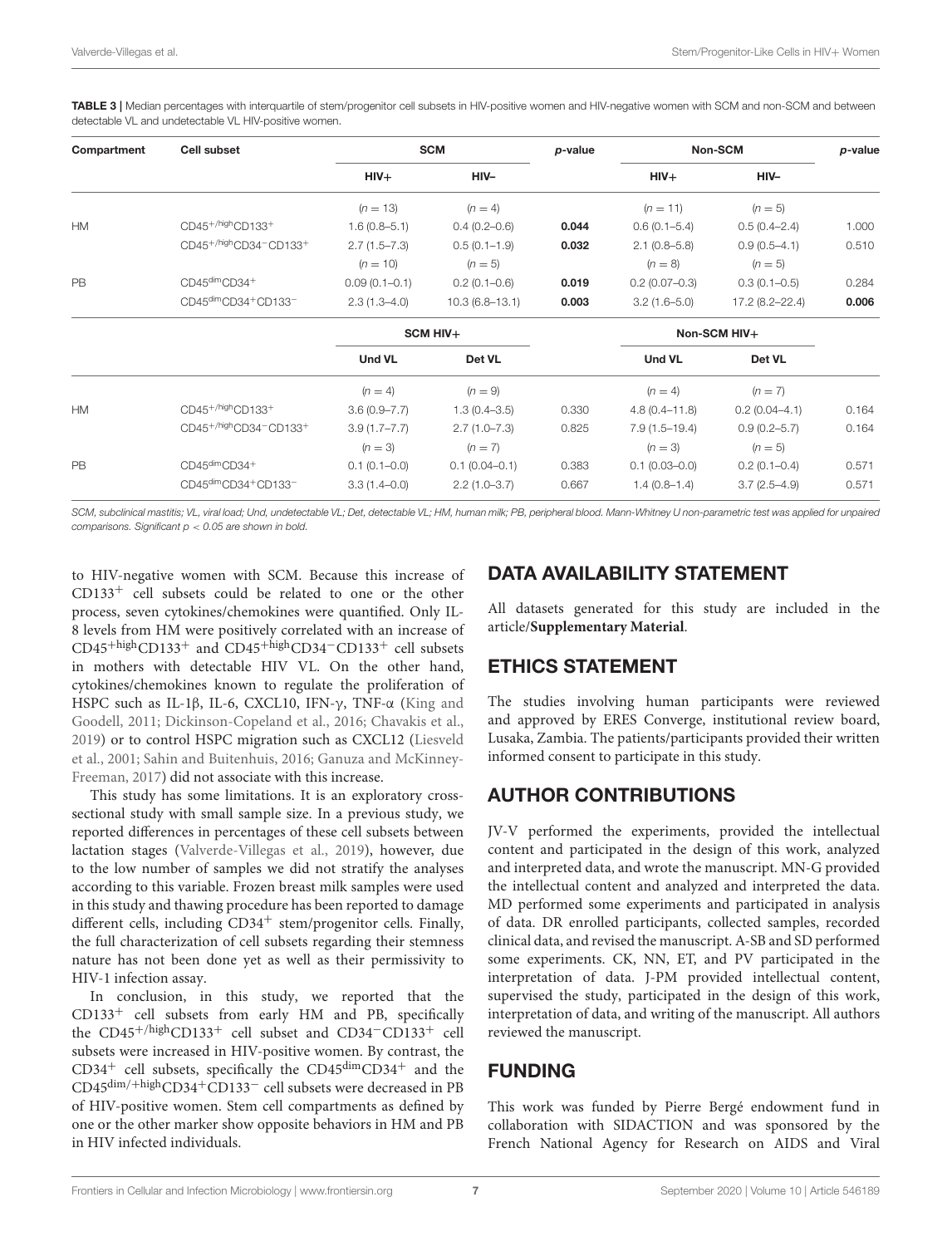**TABLE 3 |** Median percentages with interquartile of stem/progenitor cell subsets in HIV-positive women and HIV-negative women with SCM and non-SCM and between detectable VL and undetectable VL HIV-positive women.

| Compartment | Cell subset | SCM | | *p*-value | Non-SCM | | *p*-value |
|---|---|---|---|---|---|---|---|
| | | HIV+ | HIV– | | HIV+ | HIV– | |
| | | ($n = 13$) | ($n = 4$) | | ($n = 11$) | ($n = 5$) | |
| HM | $CD45^{+/high}CD133^{+}$ | 1.6 (0.8–5.1) | 0.4 (0.2–0.6) | **0.044** | 0.6 (0.1–5.4) | 0.5 (0.4–2.4) | 1.000 |
| | $CD45^{+/high}CD34^{-}CD133^{+}$ | 2.7 (1.5–7.3) | 0.5 (0.1–1.9) | **0.032** | 2.1 (0.8–5.8) | 0.9 (0.5–4.1) | 0.510 |
| | | ($n = 10$) | ($n = 5$) | | ($n = 8$) | ($n = 5$) | |
| PB | $CD45^{dim}CD34^{+}$ | 0.09 (0.1–0.1) | 0.2 (0.1–0.6) | **0.019** | 0.2 (0.07–0.3) | 0.3 (0.1–0.5) | 0.284 |
| | $CD45^{dim}CD34^{+}CD133^{-}$ | 2.3 (1.3–4.0) | 10.3 (6.8–13.1) | **0.003** | 3.2 (1.6–5.0) | 17.2 (8.2–22.4) | **0.006** |
| | | SCM HIV+ | | | Non-SCM HIV+ | | |
| | | Und VL | Det VL | | Und VL | Det VL | |
| | | ($n = 4$) | ($n = 9$) | | ($n = 4$) | ($n = 7$) | |
| HM | $CD45^{+/high}CD133^{+}$ | 3.6 (0.9–7.7) | 1.3 (0.4–3.5) | 0.330 | 4.8 (0.4–11.8) | 0.2 (0.04–4.1) | 0.164 |
| | $CD45^{+/high}CD34^{-}CD133^{+}$ | 3.9 (1.7–7.7) | 2.7 (1.0–7.3) | 0.825 | 7.9 (1.5–19.4) | 0.9 (0.2–5.7) | 0.164 |
| | | ($n = 3$) | ($n = 7$) | | ($n = 3$) | ($n = 5$) | |
| PB | $CD45^{dim}CD34^{+}$ | 0.1 (0.1–0.0) | 0.1 (0.04–0.1) | 0.383 | 0.1 (0.03–0.0) | 0.2 (0.1–0.4) | 0.571 |
| | $CD45^{dim}CD34^{+}CD133^{-}$ | 3.3 (1.4–0.0) | 2.2 (1.0–3.7) | 0.667 | 1.4 (0.8–1.4) | 3.7 (2.5–4.9) | 0.571 |

*SCM, subclinical mastitis; VL, viral load; Und, undetectable VL; Det, detectable VL; HM, human milk; PB, peripheral blood. Mann-Whitney U non-parametric test was applied for unpaired comparisons. Significant $p < 0.05$ are shown in bold.*

to HIV-negative women with SCM. Because this increase of $CD133^{+}$ cell subsets could be related to one or the other process, seven cytokines/chemokines were quantified. Only IL-8 levels from HM were positively correlated with an increase of $CD45^{+high}CD133^{+}$ and $CD45^{+high}CD34^{-}CD133^{+}$ cell subsets in mothers with detectable HIV VL. On the other hand, cytokines/chemokines known to regulate the proliferation of HSPC such as IL-1β, IL-6, CXCL10, IFN-γ, TNF-α (King and Goodell, 2011; Dickinson-Copeland et al., 2016; Chavakis et al., 2019) or to control HSPC migration such as CXCL12 (Liesveld et al., 2001; Sahin and Buitenhuis, 2016; Ganuza and McKinney-Freeman, 2017) did not associate with this increase.

This study has some limitations. It is an exploratory cross-sectional study with small sample size. In a previous study, we reported differences in percentages of these cell subsets between lactation stages (Valverde-Villegas et al., 2019), however, due to the low number of samples we did not stratify the analyses according to this variable. Frozen breast milk samples were used in this study and thawing procedure has been reported to damage different cells, including $CD34^{+}$ stem/progenitor cells. Finally, the full characterization of cell subsets regarding their stemness nature has not been done yet as well as their permissivity to HIV-1 infection assay.

In conclusion, in this study, we reported that the $CD133^{+}$ cell subsets from early HM and PB, specifically the $CD45^{+/high}CD133^{+}$ cell subset and $CD34^{-}CD133^{+}$ cell subsets were increased in HIV-positive women. By contrast, the $CD34^{+}$ cell subsets, specifically the $CD45^{dim}CD34^{+}$ and the $CD45^{dim/+high}CD34^{+}CD133^{-}$ cell subsets were decreased in PB of HIV-positive women. Stem cell compartments as defined by one or the other marker show opposite behaviors in HM and PB in HIV infected individuals.

## DATA AVAILABILITY STATEMENT

All datasets generated for this study are included in the article/**Supplementary Material**.

## ETHICS STATEMENT

The studies involving human participants were reviewed and approved by ERES Converge, institutional review board, Lusaka, Zambia. The patients/participants provided their written informed consent to participate in this study.

## AUTHOR CONTRIBUTIONS

JV-V performed the experiments, provided the intellectual content and participated in the design of this work, analyzed and interpreted data, and wrote the manuscript. MN-G provided the intellectual content and analyzed and interpreted the data. MD performed some experiments and participated in analysis of data. DR enrolled participants, collected samples, recorded clinical data, and revised the manuscript. A-SB and SD performed some experiments. CK, NN, ET, and PV participated in the interpretation of data. J-PM provided intellectual content, supervised the study, participated in the design of this work, interpretation of data, and writing of the manuscript. All authors reviewed the manuscript.

## FUNDING

This work was funded by Pierre Bergé endowment fund in collaboration with SIDACTION and was sponsored by the French National Agency for Research on AIDS and Viral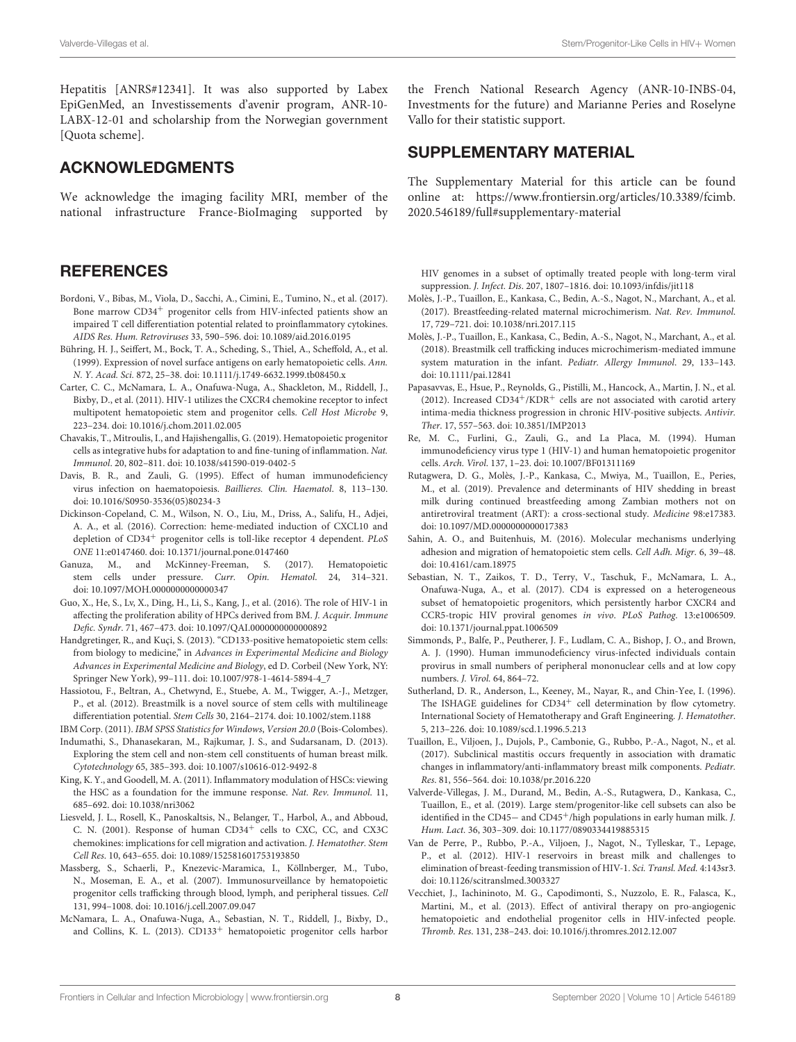Hepatitis [ANRS#12341]. It was also supported by Labex EpiGenMed, an Investissements d'avenir program, ANR-10-LABX-12-01 and scholarship from the Norwegian government [Quota scheme].

## ACKNOWLEDGMENTS

We acknowledge the imaging facility MRI, member of the national infrastructure France-BioImaging supported by the French National Research Agency (ANR-10-INBS-04, Investments for the future) and Marianne Peries and Roselyne Vallo for their statistic support.

## SUPPLEMENTARY MATERIAL

The Supplementary Material for this article can be found online at: https://www.frontiersin.org/articles/10.3389/fcimb.2020.546189/full#supplementary-material

## REFERENCES

Bordoni, V., Bibas, M., Viola, D., Sacchi, A., Cimini, E., Tumino, N., et al. (2017). Bone marrow CD34$^{+}$ progenitor cells from HIV-infected patients show an impaired T cell differentiation potential related to proinflammatory cytokines. *AIDS Res. Hum. Retroviruses* 33, 590–596. doi: 10.1089/aid.2016.0195

Bühring, H. J., Seiffert, M., Bock, T. A., Scheding, S., Thiel, A., Scheffold, A., et al. (1999). Expression of novel surface antigens on early hematopoietic cells. *Ann. N. Y. Acad. Sci.* 872, 25–38. doi: 10.1111/j.1749-6632.1999.tb08450.x

Carter, C. C., McNamara, L. A., Onafuwa-Nuga, A., Shackleton, M., Riddell, J., Bixby, D., et al. (2011). HIV-1 utilizes the CXCR4 chemokine receptor to infect multipotent hematopoietic stem and progenitor cells. *Cell Host Microbe* 9, 223–234. doi: 10.1016/j.chom.2011.02.005

Chavakis, T., Mitroulis, I., and Hajishengallis, G. (2019). Hematopoietic progenitor cells as integrative hubs for adaptation to and fine-tuning of inflammation. *Nat. Immunol*. 20, 802–811. doi: 10.1038/s41590-019-0402-5

Davis, B. R., and Zauli, G. (1995). Effect of human immunodeficiency virus infection on haematopoiesis. *Baillieres. Clin. Haematol*. 8, 113–130. doi: 10.1016/S0950-3536(05)80234-3

Dickinson-Copeland, C. M., Wilson, N. O., Liu, M., Driss, A., Salifu, H., Adjei, A. A., et al. (2016). Correction: heme-mediated induction of CXCL10 and depletion of CD34$^{+}$ progenitor cells is toll-like receptor 4 dependent. *PLoS ONE* 11:e0147460. doi: 10.1371/journal.pone.0147460

Ganuza, M., and McKinney-Freeman, S. (2017). Hematopoietic stem cells under pressure. *Curr. Opin. Hematol*. 24, 314–321. doi: 10.1097/MOH.0000000000000347

Guo, X., He, S., Lv, X., Ding, H., Li, S., Kang, J., et al. (2016). The role of HIV-1 in affecting the proliferation ability of HPCs derived from BM. *J. Acquir. Immune Defic. Syndr*. 71, 467–473. doi: 10.1097/QAI.0000000000000892

Handgretinger, R., and Kuçi, S. (2013). "CD133-positive hematopoietic stem cells: from biology to medicine," in *Advances in Experimental Medicine and Biology Advances in Experimental Medicine and Biology*, ed D. Corbeil (New York, NY: Springer New York), 99–111. doi: 10.1007/978-1-4614-5894-4_7

Hassiotou, F., Beltran, A., Chetwynd, E., Stuebe, A. M., Twigger, A.-J., Metzger, P., et al. (2012). Breastmilk is a novel source of stem cells with multilineage differentiation potential. *Stem Cells* 30, 2164–2174. doi: 10.1002/stem.1188

IBM Corp. (2011). *IBM SPSS Statistics for Windows, Version 20.0* (Bois-Colombes).

Indumathi, S., Dhanasekaran, M., Rajkumar, J. S., and Sudarsanam, D. (2013). Exploring the stem cell and non-stem cell constituents of human breast milk. *Cytotechnology* 65, 385–393. doi: 10.1007/s10616-012-9492-8

King, K. Y., and Goodell, M. A. (2011). Inflammatory modulation of HSCs: viewing the HSC as a foundation for the immune response. *Nat. Rev. Immunol*. 11, 685–692. doi: 10.1038/nri3062

Liesveld, J. L., Rosell, K., Panoskaltsis, N., Belanger, T., Harbol, A., and Abboud, C. N. (2001). Response of human CD34$^{+}$ cells to CXC, CC, and CX3C chemokines: implications for cell migration and activation. *J. Hematother. Stem Cell Res*. 10, 643–655. doi: 10.1089/152581601753193850

Massberg, S., Schaerli, P., Knezevic-Maramica, I., Köllnberger, M., Tubo, N., Moseman, E. A., et al. (2007). Immunosurveillance by hematopoietic progenitor cells trafficking through blood, lymph, and peripheral tissues. *Cell* 131, 994–1008. doi: 10.1016/j.cell.2007.09.047

McNamara, L. A., Onafuwa-Nuga, A., Sebastian, N. T., Riddell, J., Bixby, D., and Collins, K. L. (2013). CD133$^{+}$ hematopoietic progenitor cells harbor HIV genomes in a subset of optimally treated people with long-term viral suppression. *J. Infect. Dis*. 207, 1807–1816. doi: 10.1093/infdis/jit118

Molès, J.-P., Tuaillon, E., Kankasa, C., Bedin, A.-S., Nagot, N., Marchant, A., et al. (2017). Breastfeeding-related maternal microchimerism. *Nat. Rev. Immunol*. 17, 729–721. doi: 10.1038/nri.2017.115

Molès, J.-P., Tuaillon, E., Kankasa, C., Bedin, A.-S., Nagot, N., Marchant, A., et al. (2018). Breastmilk cell trafficking induces microchimerism-mediated immune system maturation in the infant. *Pediatr. Allergy Immunol*. 29, 133–143. doi: 10.1111/pai.12841

Papasavvas, E., Hsue, P., Reynolds, G., Pistilli, M., Hancock, A., Martin, J. N., et al. (2012). Increased CD34$^{+}$/KDR$^{+}$ cells are not associated with carotid artery intima-media thickness progression in chronic HIV-positive subjects. *Antivir. Ther*. 17, 557–563. doi: 10.3851/IMP2013

Re, M. C., Furlini, G., Zauli, G., and La Placa, M. (1994). Human immunodeficiency virus type 1 (HIV-1) and human hematopoietic progenitor cells. *Arch. Virol*. 137, 1–23. doi: 10.1007/BF01311169

Rutagwera, D. G., Molès, J.-P., Kankasa, C., Mwiya, M., Tuaillon, E., Peries, M., et al. (2019). Prevalence and determinants of HIV shedding in breast milk during continued breastfeeding among Zambian mothers not on antiretroviral treatment (ART): a cross-sectional study. *Medicine* 98:e17383. doi: 10.1097/MD.0000000000017383

Sahin, A. O., and Buitenhuis, M. (2016). Molecular mechanisms underlying adhesion and migration of hematopoietic stem cells. *Cell Adh. Migr*. 6, 39–48. doi: 10.4161/cam.18975

Sebastian, N. T., Zaikos, T. D., Terry, V., Taschuk, F., McNamara, L. A., Onafuwa-Nuga, A., et al. (2017). CD4 is expressed on a heterogeneous subset of hematopoietic progenitors, which persistently harbor CXCR4 and CCR5-tropic HIV proviral genomes *in vivo*. *PLoS Pathog*. 13:e1006509. doi: 10.1371/journal.ppat.1006509

Simmonds, P., Balfe, P., Peutherer, J. F., Ludlam, C. A., Bishop, J. O., and Brown, A. J. (1990). Human immunodeficiency virus-infected individuals contain provirus in small numbers of peripheral mononuclear cells and at low copy numbers. *J. Virol*. 64, 864–72.

Sutherland, D. R., Anderson, L., Keeney, M., Nayar, R., and Chin-Yee, I. (1996). The ISHAGE guidelines for CD34$^{+}$ cell determination by flow cytometry. International Society of Hematotherapy and Graft Engineering. *J. Hematother*. 5, 213–226. doi: 10.1089/scd.1.1996.5.213

Tuaillon, E., Viljoen, J., Dujols, P., Cambonie, G., Rubbo, P.-A., Nagot, N., et al. (2017). Subclinical mastitis occurs frequently in association with dramatic changes in inflammatory/anti-inflammatory breast milk components. *Pediatr. Res*. 81, 556–564. doi: 10.1038/pr.2016.220

Valverde-Villegas, J. M., Durand, M., Bedin, A.-S., Rutagwera, D., Kankasa, C., Tuaillon, E., et al. (2019). Large stem/progenitor-like cell subsets can also be identified in the CD45− and CD45$^{+}$/high populations in early human milk. *J. Hum. Lact*. 36, 303–309. doi: 10.1177/0890334419885315

Van de Perre, P., Rubbo, P.-A., Viljoen, J., Nagot, N., Tylleskar, T., Lepage, P., et al. (2012). HIV-1 reservoirs in breast milk and challenges to elimination of breast-feeding transmission of HIV-1. *Sci. Transl. Med*. 4:143sr3. doi: 10.1126/scitranslmed.3003327

Vecchiet, J., Iachininoto, M. G., Capodimonti, S., Nuzzolo, E. R., Falasca, K., Martini, M., et al. (2013). Effect of antiviral therapy on pro-angiogenic hematopoietic and endothelial progenitor cells in HIV-infected people. *Thromb. Res*. 131, 238–243. doi: 10.1016/j.thromres.2012.12.007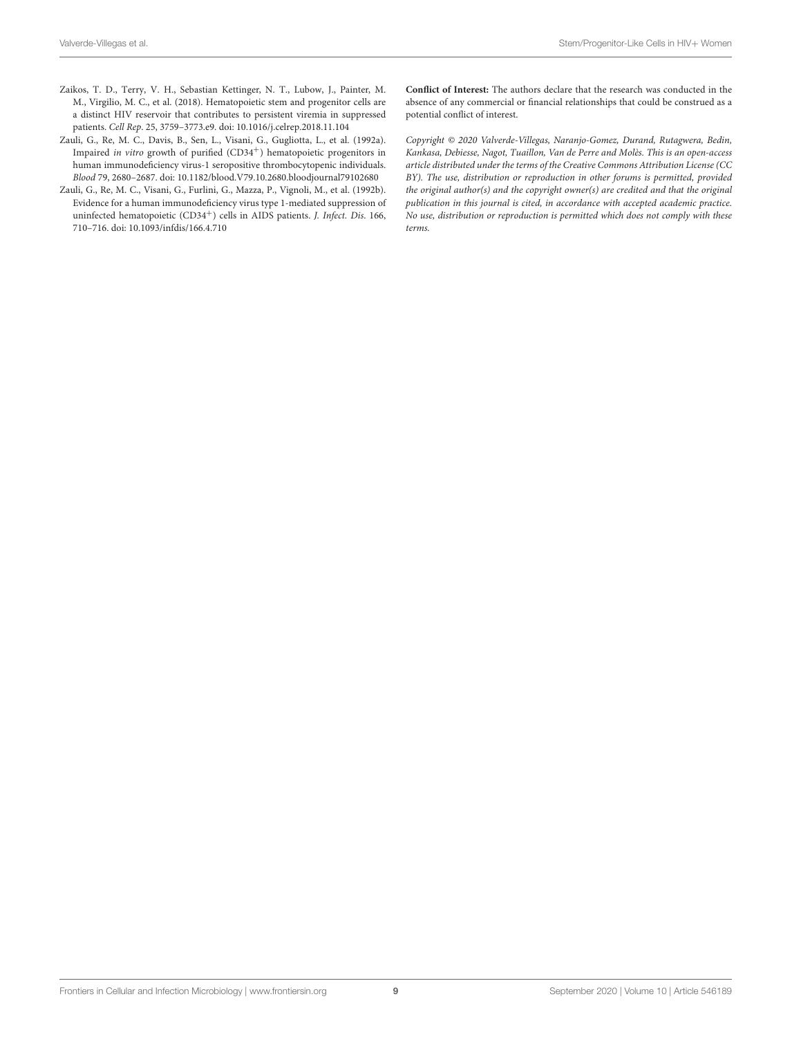Zaikos, T. D., Terry, V. H., Sebastian Kettinger, N. T., Lubow, J., Painter, M. M., Virgilio, M. C., et al. (2018). Hematopoietic stem and progenitor cells are a distinct HIV reservoir that contributes to persistent viremia in suppressed patients. *Cell Rep*. 25, 3759–3773.e9. doi: 10.1016/j.celrep.2018.11.104

Zauli, G., Re, M. C., Davis, B., Sen, L., Visani, G., Gugliotta, L., et al. (1992a). Impaired *in vitro* growth of purified ($CD34^{+}$) hematopoietic progenitors in human immunodeficiency virus-1 seropositive thrombocytopenic individuals. *Blood* 79, 2680–2687. doi: 10.1182/blood.V79.10.2680.bloodjournal79102680

Zauli, G., Re, M. C., Visani, G., Furlini, G., Mazza, P., Vignoli, M., et al. (1992b). Evidence for a human immunodeficiency virus type 1-mediated suppression of uninfected hematopoietic ($CD34^{+}$) cells in AIDS patients. *J. Infect. Dis*. 166, 710–716. doi: 10.1093/infdis/166.4.710

**Conflict of Interest:** The authors declare that the research was conducted in the absence of any commercial or financial relationships that could be construed as a potential conflict of interest.

*Copyright © 2020 Valverde-Villegas, Naranjo-Gomez, Durand, Rutagwera, Bedin, Kankasa, Debiesse, Nagot, Tuaillon, Van de Perre and Molès. This is an open-access article distributed under the terms of the Creative Commons Attribution License (CC BY). The use, distribution or reproduction in other forums is permitted, provided the original author(s) and the copyright owner(s) are credited and that the original publication in this journal is cited, in accordance with accepted academic practice. No use, distribution or reproduction is permitted which does not comply with these terms.*